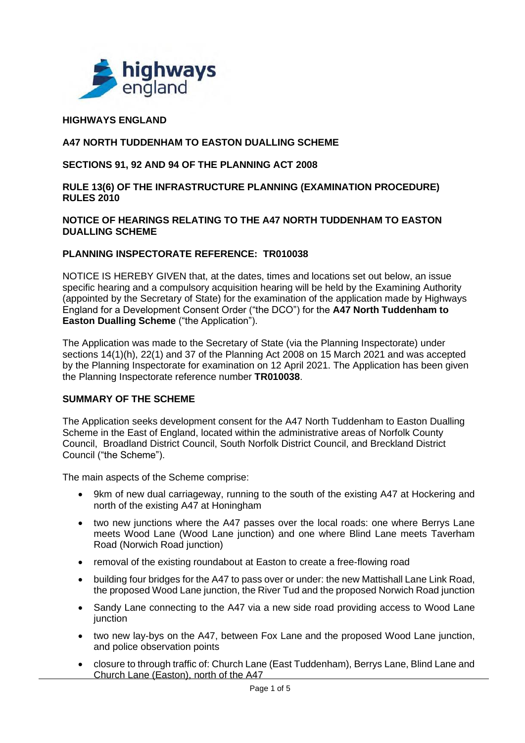**HIGHWAYS ENGLAND**

**A47 NORTH TUDDENHAM TO EASTON DUALLING SCHEME**

**SECTIONS 91, 92 AND 94 OF THE PLANNING ACT 2008**

**RULE 13(6) OF THE INFRASTRUCTURE PLANNING (EXAMINATION PROCEDURE) RULES 2010**

**NOTICE OF HEARINGS RELATING TO THE A47 NORTH TUDDENHAM TO EASTON DUALLING SCHEME**

**PLANNING INSPECTORATE REFERENCE: TR010038**

NOTICE IS HEREBY GIVEN that, at the dates, times and locations set out below, an issue specific hearing and a compulsory acquisition hearing will be held by the Examining Authority (appointed by the Secretary of State) for the examination of the application made by Highways England for a Development Consent Order ("the DCO") for the **A47 North Tuddenham to Easton Dualling Scheme** ("the Application").

The Application was made to the Secretary of State (via the Planning Inspectorate) under sections 14(1)(h), 22(1) and 37 of the Planning Act 2008 on 15 March 2021 and was accepted by the Planning Inspectorate for examination on 12 April 2021. The Application has been given the Planning Inspectorate reference number **TR010038**.

**SUMMARY OF THE SCHEME**

The Application seeks development consent for the A47 North Tuddenham to Easton Dualling Scheme in the East of England, located within the administrative areas of Norfolk County Council, Broadland District Council, South Norfolk District Council, and Breckland District Council ("the Scheme").

The main aspects of the Scheme comprise:

- 9km of new dual carriageway, running to the south of the existing A47 at Hockering and north of the existing A47 at Honingham
- two new junctions where the A47 passes over the local roads: one where Berrys Lane meets Wood Lane (Wood Lane junction) and one where Blind Lane meets Taverham Road (Norwich Road junction)
- removal of the existing roundabout at Easton to create a free-flowing road
- building four bridges for the A47 to pass over or under: the new Mattishall Lane Link Road, the proposed Wood Lane junction, the River Tud and the proposed Norwich Road junction
- Sandy Lane connecting to the A47 via a new side road providing access to Wood Lane junction
- two new lay-bys on the A47, between Fox Lane and the proposed Wood Lane junction, and police observation points
- closure to through traffic of: Church Lane (East Tuddenham), Berrys Lane, Blind Lane and Church Lane (Easton), north of the A47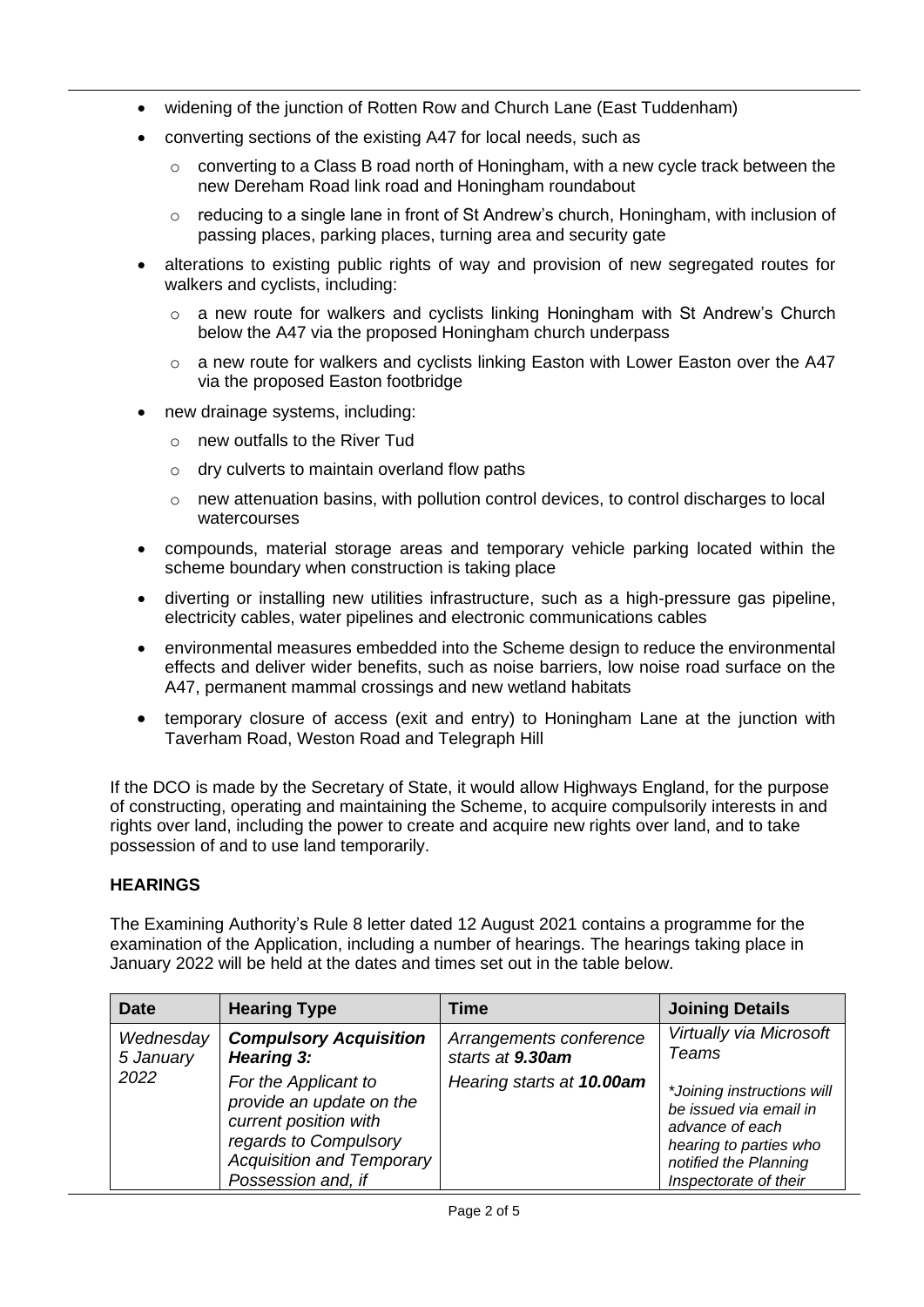- widening of the junction of Rotten Row and Church Lane (East Tuddenham)
- converting sections of the existing A47 for local needs, such as
  - converting to a Class B road north of Honingham, with a new cycle track between the new Dereham Road link road and Honingham roundabout
  - reducing to a single lane in front of St Andrew's church, Honingham, with inclusion of passing places, parking places, turning area and security gate
- alterations to existing public rights of way and provision of new segregated routes for walkers and cyclists, including:
  - a new route for walkers and cyclists linking Honingham with St Andrew's Church below the A47 via the proposed Honingham church underpass
  - a new route for walkers and cyclists linking Easton with Lower Easton over the A47 via the proposed Easton footbridge
- new drainage systems, including:
  - new outfalls to the River Tud
  - dry culverts to maintain overland flow paths
  - new attenuation basins, with pollution control devices, to control discharges to local watercourses
- compounds, material storage areas and temporary vehicle parking located within the scheme boundary when construction is taking place
- diverting or installing new utilities infrastructure, such as a high-pressure gas pipeline, electricity cables, water pipelines and electronic communications cables
- environmental measures embedded into the Scheme design to reduce the environmental effects and deliver wider benefits, such as noise barriers, low noise road surface on the A47, permanent mammal crossings and new wetland habitats
- temporary closure of access (exit and entry) to Honingham Lane at the junction with Taverham Road, Weston Road and Telegraph Hill

If the DCO is made by the Secretary of State, it would allow Highways England, for the purpose of constructing, operating and maintaining the Scheme, to acquire compulsorily interests in and rights over land, including the power to create and acquire new rights over land, and to take possession of and to use land temporarily.

## HEARINGS

The Examining Authority's Rule 8 letter dated 12 August 2021 contains a programme for the examination of the Application, including a number of hearings. The hearings taking place in January 2022 will be held at the dates and times set out in the table below.

| Date | Hearing Type | Time | Joining Details |
|---|---|---|---|
| *Wednesday 5 January 2022* | ***Compulsory Acquisition Hearing 3:*** *For the Applicant to provide an update on the current position with regards to Compulsory Acquisition and Temporary Possession and, if* | *Arrangements conference starts at **9.30am*** *Hearing starts at **10.00am*** | *Virtually via Microsoft Teams* *\*Joining instructions will be issued via email in advance of each hearing to parties who notified the Planning Inspectorate of their* |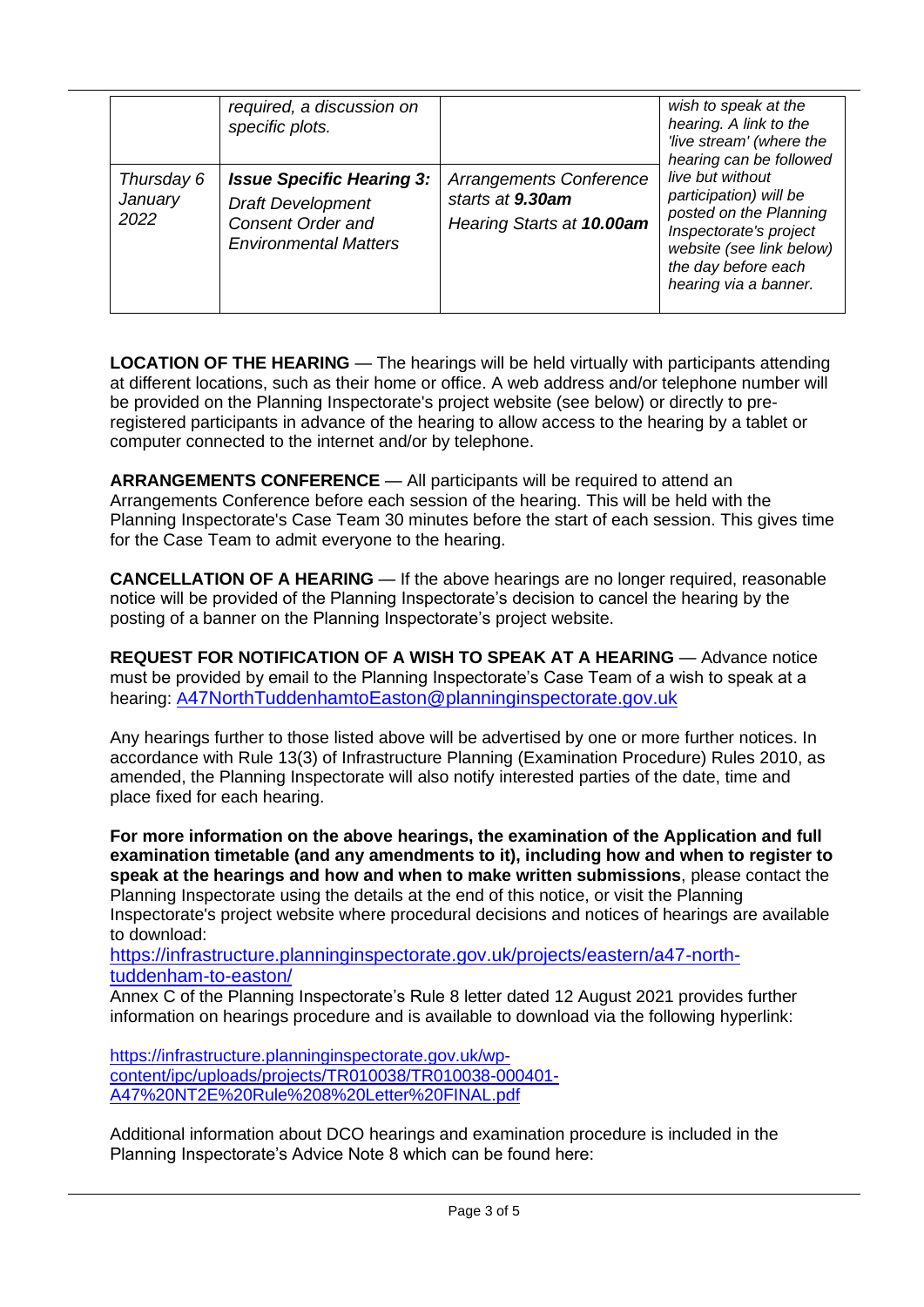| | required, a discussion on specific plots. | | wish to speak at the hearing. A link to the 'live stream' (where the hearing can be followed live but without participation) will be posted on the Planning Inspectorate's project website (see link below) the day before each hearing via a banner. |
|---|---|---|---|
| *Thursday 6 January 2022* | ***Issue Specific Hearing 3:*** *Draft Development Consent Order and Environmental Matters* | *Arrangements Conference starts at* ***9.30am*** *Hearing Starts at* ***10.00am*** | |

**LOCATION OF THE HEARING** — The hearings will be held virtually with participants attending at different locations, such as their home or office. A web address and/or telephone number will be provided on the Planning Inspectorate's project website (see below) or directly to pre-registered participants in advance of the hearing to allow access to the hearing by a tablet or computer connected to the internet and/or by telephone.

**ARRANGEMENTS CONFERENCE** — All participants will be required to attend an Arrangements Conference before each session of the hearing. This will be held with the Planning Inspectorate's Case Team 30 minutes before the start of each session. This gives time for the Case Team to admit everyone to the hearing.

**CANCELLATION OF A HEARING** — If the above hearings are no longer required, reasonable notice will be provided of the Planning Inspectorate's decision to cancel the hearing by the posting of a banner on the Planning Inspectorate's project website.

**REQUEST FOR NOTIFICATION OF A WISH TO SPEAK AT A HEARING** — Advance notice must be provided by email to the Planning Inspectorate's Case Team of a wish to speak at a hearing: A47NorthTuddenhamtoEaston@planninginspectorate.gov.uk

Any hearings further to those listed above will be advertised by one or more further notices. In accordance with Rule 13(3) of Infrastructure Planning (Examination Procedure) Rules 2010, as amended, the Planning Inspectorate will also notify interested parties of the date, time and place fixed for each hearing.

**For more information on the above hearings, the examination of the Application and full examination timetable (and any amendments to it), including how and when to register to speak at the hearings and how and when to make written submissions**, please contact the Planning Inspectorate using the details at the end of this notice, or visit the Planning Inspectorate's project website where procedural decisions and notices of hearings are available to download:
https://infrastructure.planninginspectorate.gov.uk/projects/eastern/a47-north-tuddenham-to-easton/
Annex C of the Planning Inspectorate's Rule 8 letter dated 12 August 2021 provides further information on hearings procedure and is available to download via the following hyperlink:

https://infrastructure.planninginspectorate.gov.uk/wp-content/ipc/uploads/projects/TR010038/TR010038-000401-A47%20NT2E%20Rule%208%20Letter%20FINAL.pdf

Additional information about DCO hearings and examination procedure is included in the Planning Inspectorate's Advice Note 8 which can be found here: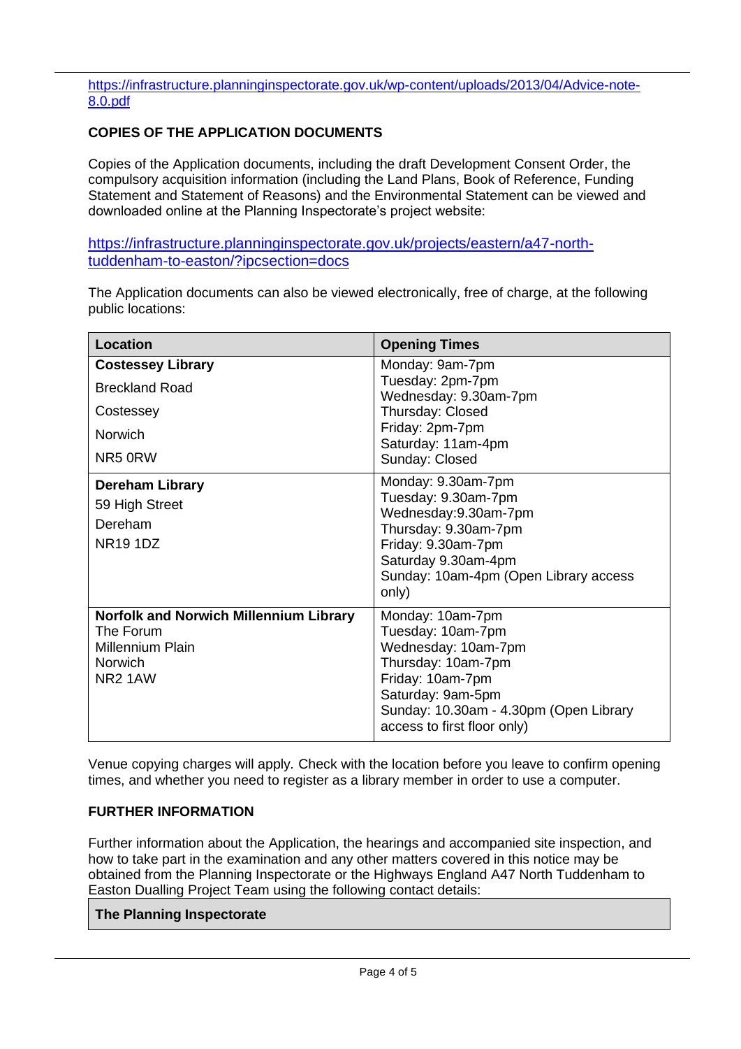https://infrastructure.planninginspectorate.gov.uk/wp-content/uploads/2013/04/Advice-note-8.0.pdf

**COPIES OF THE APPLICATION DOCUMENTS**

Copies of the Application documents, including the draft Development Consent Order, the compulsory acquisition information (including the Land Plans, Book of Reference, Funding Statement and Statement of Reasons) and the Environmental Statement can be viewed and downloaded online at the Planning Inspectorate's project website:

https://infrastructure.planninginspectorate.gov.uk/projects/eastern/a47-north-tuddenham-to-easton/?ipcsection=docs

The Application documents can also be viewed electronically, free of charge, at the following public locations:

| Location | Opening Times |
|---|---|
| **Costessey Library**<br>Breckland Road<br>Costessey<br>Norwich<br>NR5 0RW | Monday: 9am-7pm<br>Tuesday: 2pm-7pm<br>Wednesday: 9.30am-7pm<br>Thursday: Closed<br>Friday: 2pm-7pm<br>Saturday: 11am-4pm<br>Sunday: Closed |
| **Dereham Library**<br>59 High Street<br>Dereham<br>NR19 1DZ | Monday: 9.30am-7pm<br>Tuesday: 9.30am-7pm<br>Wednesday:9.30am-7pm<br>Thursday: 9.30am-7pm<br>Friday: 9.30am-7pm<br>Saturday 9.30am-4pm<br>Sunday: 10am-4pm (Open Library access only) |
| **Norfolk and Norwich Millennium Library**<br>The Forum<br>Millennium Plain<br>Norwich<br>NR2 1AW | Monday: 10am-7pm<br>Tuesday: 10am-7pm<br>Wednesday: 10am-7pm<br>Thursday: 10am-7pm<br>Friday: 10am-7pm<br>Saturday: 9am-5pm<br>Sunday: 10.30am - 4.30pm (Open Library access to first floor only) |

Venue copying charges will apply. Check with the location before you leave to confirm opening times, and whether you need to register as a library member in order to use a computer.

**FURTHER INFORMATION**

Further information about the Application, the hearings and accompanied site inspection, and how to take part in the examination and any other matters covered in this notice may be obtained from the Planning Inspectorate or the Highways England A47 North Tuddenham to Easton Dualling Project Team using the following contact details:

| The Planning Inspectorate |
|---|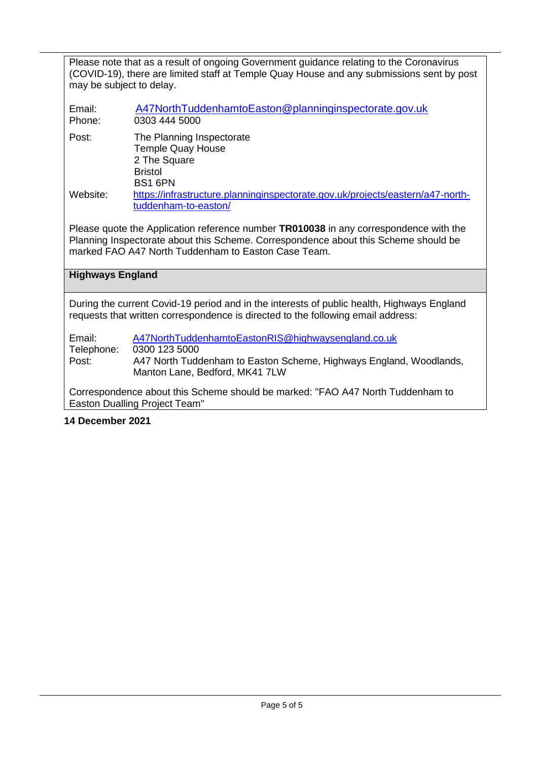Please note that as a result of ongoing Government guidance relating to the Coronavirus (COVID-19), there are limited staff at Temple Quay House and any submissions sent by post may be subject to delay.

| | |
|---|---|
| Email: | A47NorthTuddenhamtoEaston@planninginspectorate.gov.uk |
| Phone: | 0303 444 5000 |
| Post: | The Planning Inspectorate<br>Temple Quay House<br>2 The Square<br>Bristol<br>BS1 6PN |
| Website: | https://infrastructure.planninginspectorate.gov.uk/projects/eastern/a47-north-tuddenham-to-easton/ |

Please quote the Application reference number **TR010038** in any correspondence with the Planning Inspectorate about this Scheme. Correspondence about this Scheme should be marked FAO A47 North Tuddenham to Easton Case Team.

**Highways England**

During the current Covid-19 period and in the interests of public health, Highways England requests that written correspondence is directed to the following email address:

| | |
|---|---|
| Email: | A47NorthTuddenhamtoEastonRIS@highwaysengland.co.uk |
| Telephone: | 0300 123 5000 |
| Post: | A47 North Tuddenham to Easton Scheme, Highways England, Woodlands, Manton Lane, Bedford, MK41 7LW |

Correspondence about this Scheme should be marked: "FAO A47 North Tuddenham to Easton Dualling Project Team"

**14 December 2021**